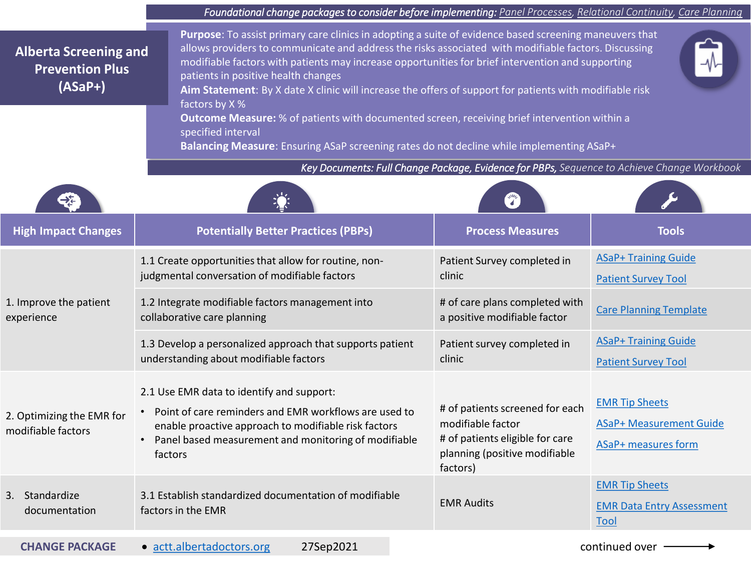*Foundational change packages to consider before implementing: Panel Processes, Relational Continuity, Care Planning*

# Alberta Screening and Prevention Plus (ASaP+)

**Purpose**: To assist primary care clinics in adopting a suite of evidence based screening maneuvers that allows providers to communicate and address the risks associated with modifiable factors. Discussing modifiable factors with patients may increase opportunities for brief intervention and supporting patients in positive health changes

**Aim Statement**: By X date X clinic will increase the offers of support for patients with modifiable risk factors by X %

**Outcome Measure:** % of patients with documented screen, receiving brief intervention within a specified interval

**Balancing Measure**: Ensuring ASaP screening rates do not decline while implementing ASaP+

*Key Documents: Full Change Package, Evidence for PBPs, Sequence to Achieve Change Workbook*

| High Impact Changes | Potentially Better Practices (PBPs) | Process Measures | Tools |
|---|---|---|---|
| 1. Improve the patient experience | 1.1 Create opportunities that allow for routine, non-judgmental conversation of modifiable factors | Patient Survey completed in clinic | ASaP+ Training Guide<br>Patient Survey Tool |
| | 1.2 Integrate modifiable factors management into collaborative care planning | # of care plans completed with a positive modifiable factor | Care Planning Template |
| | 1.3 Develop a personalized approach that supports patient understanding about modifiable factors | Patient survey completed in clinic | ASaP+ Training Guide<br>Patient Survey Tool |
| 2. Optimizing the EMR for modifiable factors | 2.1 Use EMR data to identify and support:<br>• Point of care reminders and EMR workflows are used to enable proactive approach to modifiable risk factors<br>• Panel based measurement and monitoring of modifiable factors | # of patients screened for each modifiable factor<br># of patients eligible for care planning (positive modifiable factors) | EMR Tip Sheets<br>ASaP+ Measurement Guide<br>ASaP+ measures form |
| 3. Standardize documentation | 3.1 Establish standardized documentation of modifiable factors in the EMR | EMR Audits | EMR Tip Sheets<br>EMR Data Entry Assessment Tool |

**CHANGE PACKAGE** • actt.albertadoctors.org 27Sep2021

continued over →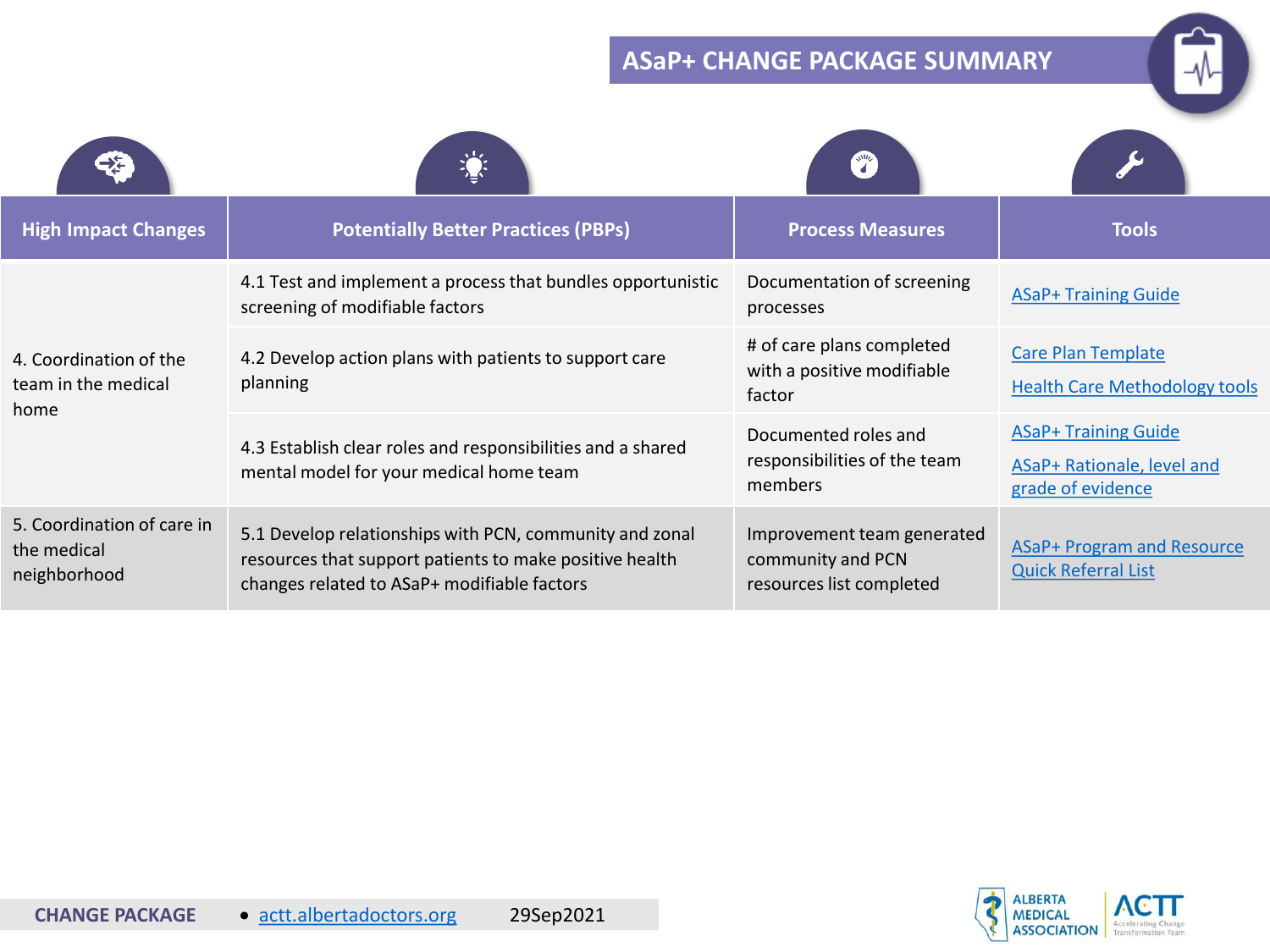# ASaP+ CHANGE PACKAGE SUMMARY

| High Impact Changes | Potentially Better Practices (PBPs) | Process Measures | Tools |
|---|---|---|---|
| 4. Coordination of the team in the medical home | 4.1 Test and implement a process that bundles opportunistic screening of modifiable factors | Documentation of screening processes | ASaP+ Training Guide |
| | 4.2 Develop action plans with patients to support care planning | # of care plans completed with a positive modifiable factor | Care Plan Template<br>Health Care Methodology tools |
| | 4.3 Establish clear roles and responsibilities and a shared mental model for your medical home team | Documented roles and responsibilities of the team members | ASaP+ Training Guide<br>ASaP+ Rationale, level and grade of evidence |
| 5. Coordination of care in the medical neighborhood | 5.1 Develop relationships with PCN, community and zonal resources that support patients to make positive health changes related to ASaP+ modifiable factors | Improvement team generated community and PCN resources list completed | ASaP+ Program and Resource Quick Referral List |

**CHANGE PACKAGE** • actt.albertadoctors.org 29Sep2021